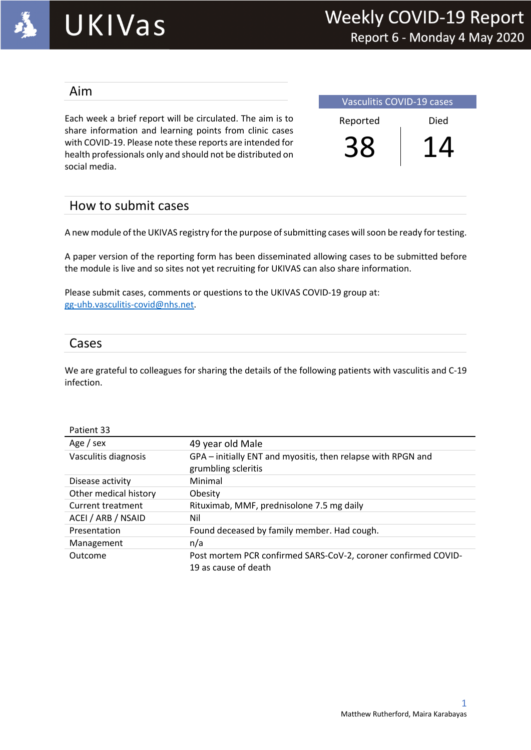# UKIVas

## Weekly COVID-19 Report
Report 6 - Monday 4 May 2020

## Aim

Each week a brief report will be circulated. The aim is to share information and learning points from clinic cases with COVID-19. Please note these reports are intended for health professionals only and should not be distributed on social media.

| Vasculitis COVID-19 cases | |
|---|---|
| Reported | Died |
| 38 | 14 |

## How to submit cases

A new module of the UKIVAS registry for the purpose of submitting cases will soon be ready for testing.

A paper version of the reporting form has been disseminated allowing cases to be submitted before the module is live and so sites not yet recruiting for UKIVAS can also share information.

Please submit cases, comments or questions to the UKIVAS COVID-19 group at: gg-uhb.vasculitis-covid@nhs.net.

## Cases

We are grateful to colleagues for sharing the details of the following patients with vasculitis and C-19 infection.

| Patient 33 | |
|---|---|
| Age / sex | 49 year old Male |
| Vasculitis diagnosis | GPA – initially ENT and myositis, then relapse with RPGN and grumbling scleritis |
| Disease activity | Minimal |
| Other medical history | Obesity |
| Current treatment | Rituximab, MMF, prednisolone 7.5 mg daily |
| ACEI / ARB / NSAID | Nil |
| Presentation | Found deceased by family member. Had cough. |
| Management | n/a |
| Outcome | Post mortem PCR confirmed SARS-CoV-2, coroner confirmed COVID-19 as cause of death |

Matthew Rutherford, Maira Karabayas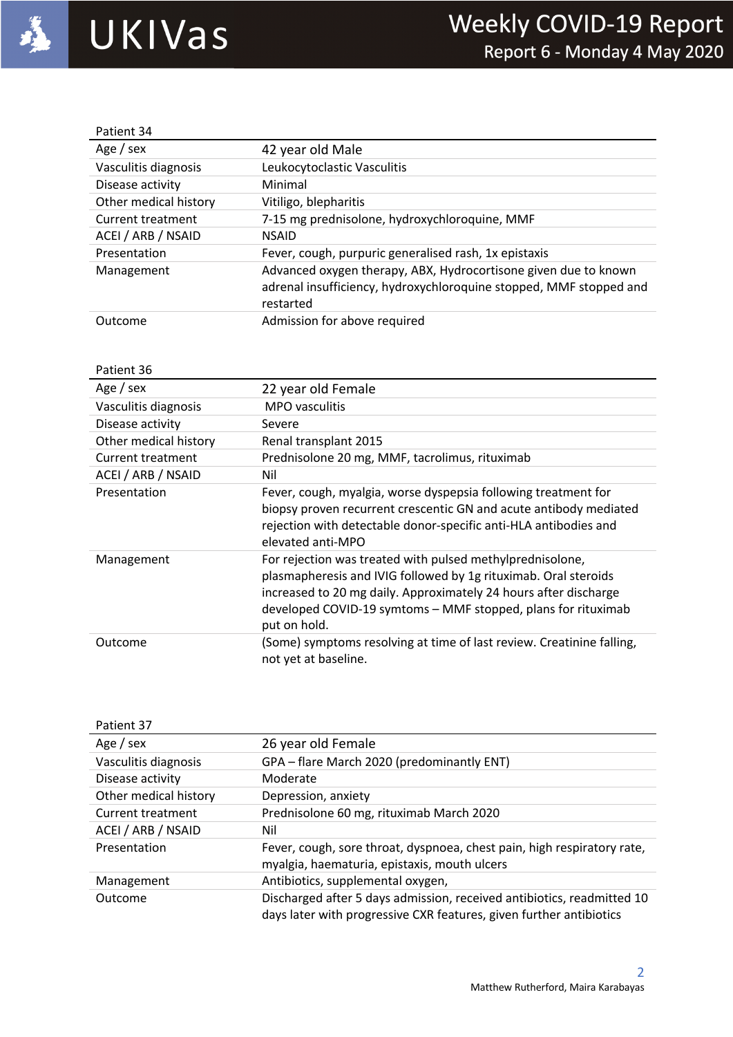| Patient 34 | |
|---|---|
| Age / sex | 42 year old Male |
| Vasculitis diagnosis | Leukocytoclastic Vasculitis |
| Disease activity | Minimal |
| Other medical history | Vitiligo, blepharitis |
| Current treatment | 7-15 mg prednisolone, hydroxychloroquine, MMF |
| ACEI / ARB / NSAID | NSAID |
| Presentation | Fever, cough, purpuric generalised rash, 1x epistaxis |
| Management | Advanced oxygen therapy, ABX, Hydrocortisone given due to known adrenal insufficiency, hydroxychloroquine stopped, MMF stopped and restarted |
| Outcome | Admission for above required |

| Patient 36 | |
|---|---|
| Age / sex | 22 year old Female |
| Vasculitis diagnosis | MPO vasculitis |
| Disease activity | Severe |
| Other medical history | Renal transplant 2015 |
| Current treatment | Prednisolone 20 mg, MMF, tacrolimus, rituximab |
| ACEI / ARB / NSAID | Nil |
| Presentation | Fever, cough, myalgia, worse dyspepsia following treatment for biopsy proven recurrent crescentic GN and acute antibody mediated rejection with detectable donor-specific anti-HLA antibodies and elevated anti-MPO |
| Management | For rejection was treated with pulsed methylprednisolone, plasmapheresis and IVIG followed by 1g rituximab. Oral steroids increased to 20 mg daily. Approximately 24 hours after discharge developed COVID-19 symtoms – MMF stopped, plans for rituximab put on hold. |
| Outcome | (Some) symptoms resolving at time of last review. Creatinine falling, not yet at baseline. |

| Patient 37 | |
|---|---|
| Age / sex | 26 year old Female |
| Vasculitis diagnosis | GPA – flare March 2020 (predominantly ENT) |
| Disease activity | Moderate |
| Other medical history | Depression, anxiety |
| Current treatment | Prednisolone 60 mg, rituximab March 2020 |
| ACEI / ARB / NSAID | Nil |
| Presentation | Fever, cough, sore throat, dyspnoea, chest pain, high respiratory rate, myalgia, haematuria, epistaxis, mouth ulcers |
| Management | Antibiotics, supplemental oxygen, |
| Outcome | Discharged after 5 days admission, received antibiotics, readmitted 10 days later with progressive CXR features, given further antibiotics |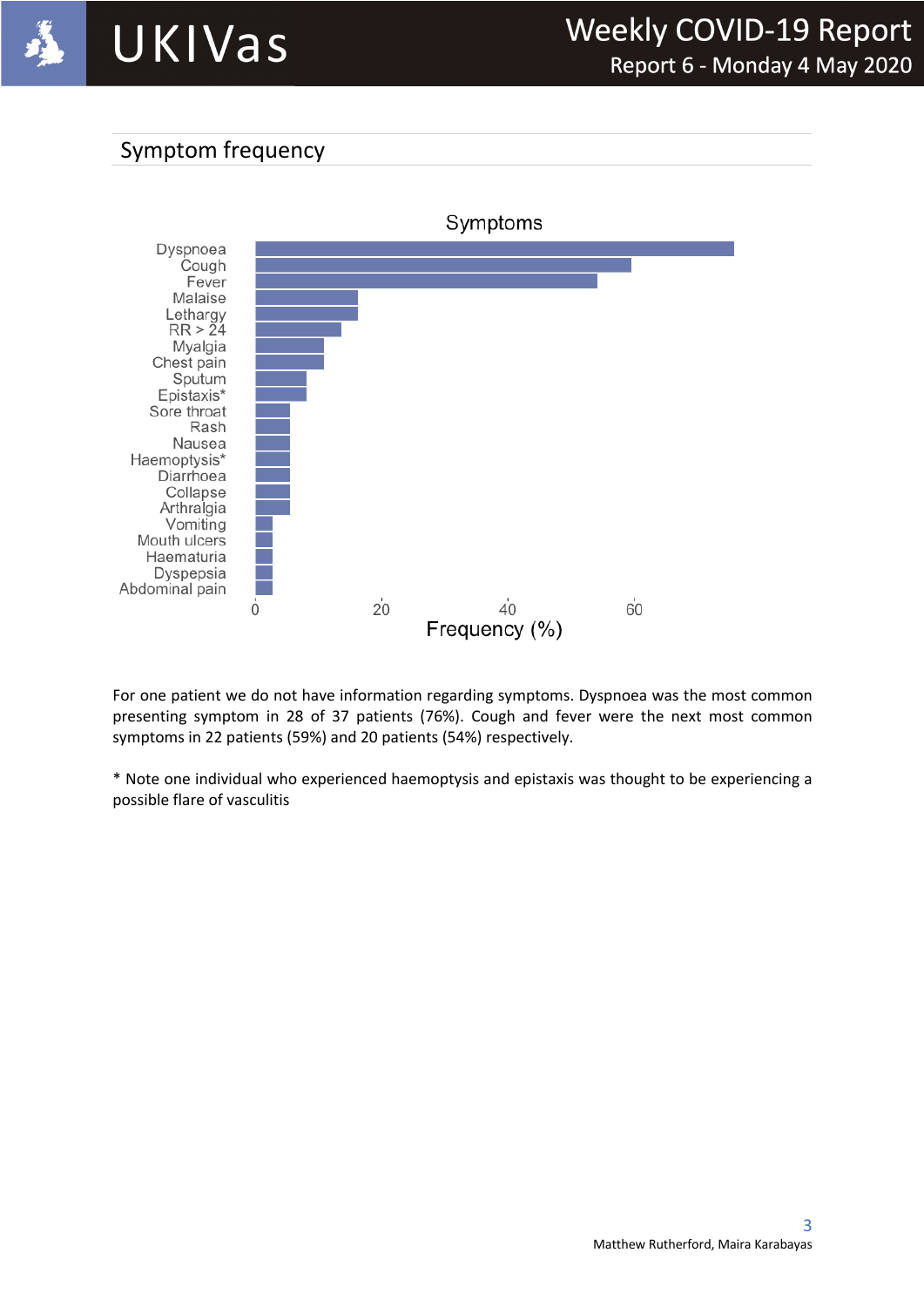## Symptom frequency

For one patient we do not have information regarding symptoms. Dyspnoea was the most common presenting symptom in 28 of 37 patients (76%). Cough and fever were the next most common symptoms in 22 patients (59%) and 20 patients (54%) respectively.

* Note one individual who experienced haemoptysis and epistaxis was thought to be experiencing a possible flare of vasculitis

Matthew Rutherford, Maira Karabayas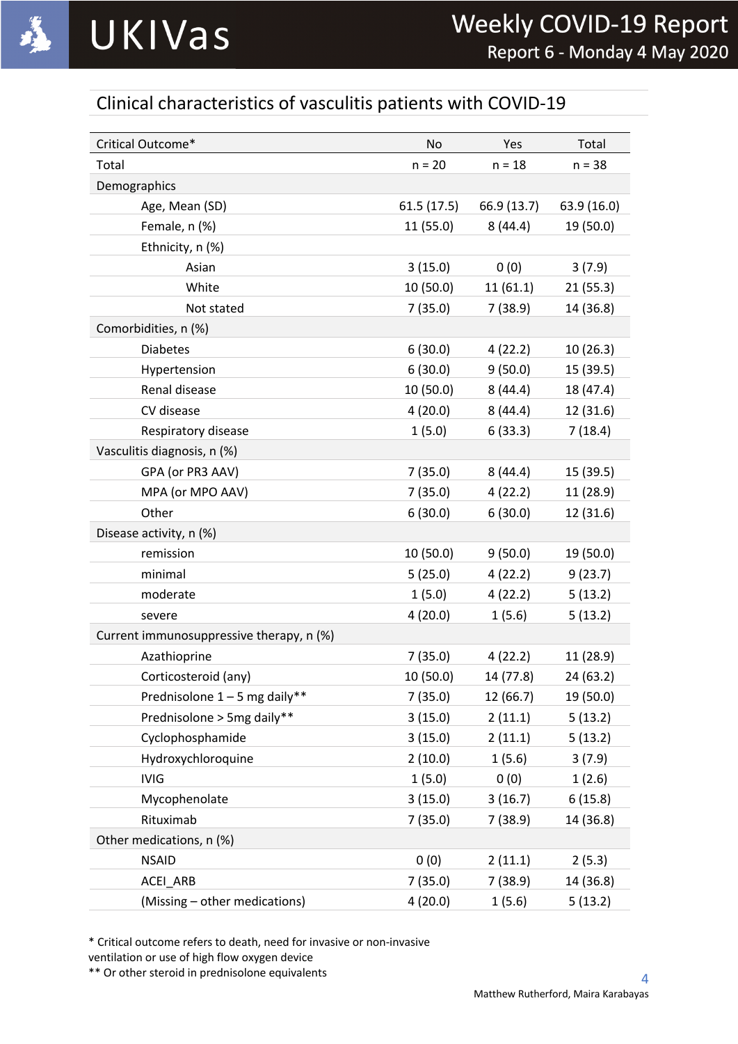## Clinical characteristics of vasculitis patients with COVID-19

| Critical Outcome* | No | Yes | Total |
|---|---|---|---|
| Total | n = 20 | n = 18 | n = 38 |
| Demographics | | | |
| Age, Mean (SD) | 61.5 (17.5) | 66.9 (13.7) | 63.9 (16.0) |
| Female, n (%) | 11 (55.0) | 8 (44.4) | 19 (50.0) |
| Ethnicity, n (%) | | | |
| Asian | 3 (15.0) | 0 (0) | 3 (7.9) |
| White | 10 (50.0) | 11 (61.1) | 21 (55.3) |
| Not stated | 7 (35.0) | 7 (38.9) | 14 (36.8) |
| Comorbidities, n (%) | | | |
| Diabetes | 6 (30.0) | 4 (22.2) | 10 (26.3) |
| Hypertension | 6 (30.0) | 9 (50.0) | 15 (39.5) |
| Renal disease | 10 (50.0) | 8 (44.4) | 18 (47.4) |
| CV disease | 4 (20.0) | 8 (44.4) | 12 (31.6) |
| Respiratory disease | 1 (5.0) | 6 (33.3) | 7 (18.4) |
| Vasculitis diagnosis, n (%) | | | |
| GPA (or PR3 AAV) | 7 (35.0) | 8 (44.4) | 15 (39.5) |
| MPA (or MPO AAV) | 7 (35.0) | 4 (22.2) | 11 (28.9) |
| Other | 6 (30.0) | 6 (30.0) | 12 (31.6) |
| Disease activity, n (%) | | | |
| remission | 10 (50.0) | 9 (50.0) | 19 (50.0) |
| minimal | 5 (25.0) | 4 (22.2) | 9 (23.7) |
| moderate | 1 (5.0) | 4 (22.2) | 5 (13.2) |
| severe | 4 (20.0) | 1 (5.6) | 5 (13.2) |
| Current immunosuppressive therapy, n (%) | | | |
| Azathioprine | 7 (35.0) | 4 (22.2) | 11 (28.9) |
| Corticosteroid (any) | 10 (50.0) | 14 (77.8) | 24 (63.2) |
| Prednisolone 1 – 5 mg daily** | 7 (35.0) | 12 (66.7) | 19 (50.0) |
| Prednisolone > 5mg daily** | 3 (15.0) | 2 (11.1) | 5 (13.2) |
| Cyclophosphamide | 3 (15.0) | 2 (11.1) | 5 (13.2) |
| Hydroxychloroquine | 2 (10.0) | 1 (5.6) | 3 (7.9) |
| IVIG | 1 (5.0) | 0 (0) | 1 (2.6) |
| Mycophenolate | 3 (15.0) | 3 (16.7) | 6 (15.8) |
| Rituximab | 7 (35.0) | 7 (38.9) | 14 (36.8) |
| Other medications, n (%) | | | |
| NSAID | 0 (0) | 2 (11.1) | 2 (5.3) |
| ACEI_ARB | 7 (35.0) | 7 (38.9) | 14 (36.8) |
| (Missing – other medications) | 4 (20.0) | 1 (5.6) | 5 (13.2) |

* Critical outcome refers to death, need for invasive or non-invasive ventilation or use of high flow oxygen device

** Or other steroid in prednisolone equivalents

Matthew Rutherford, Maira Karabayas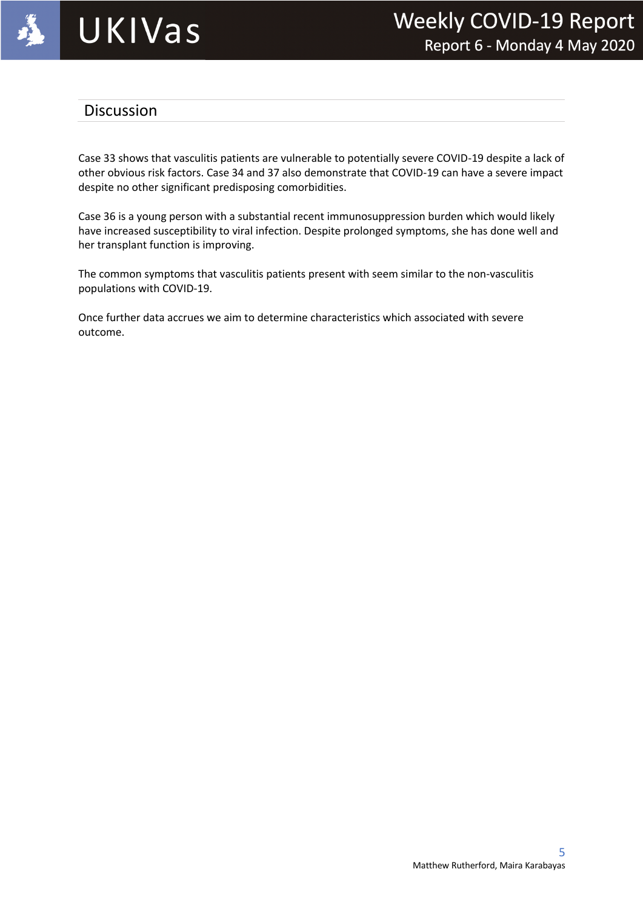## Discussion

Case 33 shows that vasculitis patients are vulnerable to potentially severe COVID-19 despite a lack of other obvious risk factors. Case 34 and 37 also demonstrate that COVID-19 can have a severe impact despite no other significant predisposing comorbidities.

Case 36 is a young person with a substantial recent immunosuppression burden which would likely have increased susceptibility to viral infection. Despite prolonged symptoms, she has done well and her transplant function is improving.

The common symptoms that vasculitis patients present with seem similar to the non-vasculitis populations with COVID-19.

Once further data accrues we aim to determine characteristics which associated with severe outcome.

Matthew Rutherford, Maira Karabayas